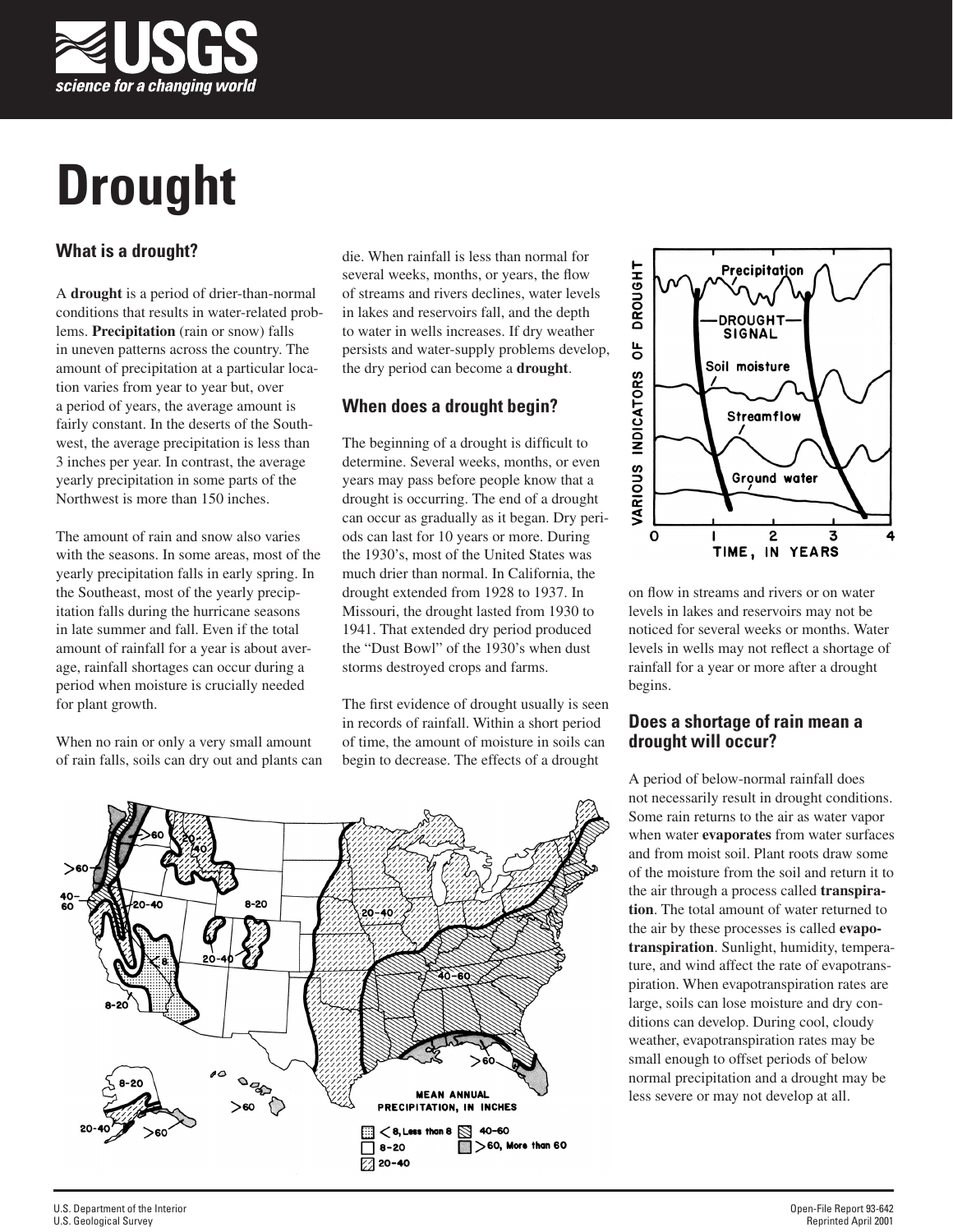# Drought

## What is a drought?

A **drought** is a period of drier-than-normal conditions that results in water-related problems. **Precipitation** (rain or snow) falls in uneven patterns across the country. The amount of precipitation at a particular location varies from year to year but, over a period of years, the average amount is fairly constant. In the deserts of the Southwest, the average precipitation is less than 3 inches per year. In contrast, the average yearly precipitation in some parts of the Northwest is more than 150 inches.

The amount of rain and snow also varies with the seasons. In some areas, most of the yearly precipitation falls in early spring. In the Southeast, most of the yearly precipitation falls during the hurricane seasons in late summer and fall. Even if the total amount of rainfall for a year is about average, rainfall shortages can occur during a period when moisture is crucially needed for plant growth.

When no rain or only a very small amount of rain falls, soils can dry out and plants can die. When rainfall is less than normal for several weeks, months, or years, the flow of streams and rivers declines, water levels in lakes and reservoirs fall, and the depth to water in wells increases. If dry weather persists and water-supply problems develop, the dry period can become a **drought**.

## When does a drought begin?

The beginning of a drought is difficult to determine. Several weeks, months, or even years may pass before people know that a drought is occurring. The end of a drought can occur as gradually as it began. Dry periods can last for 10 years or more. During the 1930's, most of the United States was much drier than normal. In California, the drought extended from 1928 to 1937. In Missouri, the drought lasted from 1930 to 1941. That extended dry period produced the "Dust Bowl" of the 1930's when dust storms destroyed crops and farms.

The first evidence of drought usually is seen in records of rainfall. Within a short period of time, the amount of moisture in soils can begin to decrease. The effects of a drought on flow in streams and rivers or on water levels in lakes and reservoirs may not be noticed for several weeks or months. Water levels in wells may not reflect a shortage of rainfall for a year or more after a drought begins.

VARIOUS INDICATORS OF DROUGHT

Precipitation

DROUGHT SIGNAL

Soil moisture

Streamflow

Ground water

0 1 2 3 4

TIME, IN YEARS

## Does a shortage of rain mean a drought will occur?

A period of below-normal rainfall does not necessarily result in drought conditions. Some rain returns to the air as water vapor when water **evaporates** from water surfaces and from moist soil. Plant roots draw some of the moisture from the soil and return it to the air through a process called **transpiration**. The total amount of water returned to the air by these processes is called **evapotranspiration**. Sunlight, humidity, temperature, and wind affect the rate of evapotranspiration. When evapotranspiration rates are large, soils can lose moisture and dry conditions can develop. During cool, cloudy weather, evapotranspiration rates may be small enough to offset periods of below normal precipitation and a drought may be less severe or may not develop at all.

MEAN ANNUAL PRECIPITATION, IN INCHES

<8, Less than 8

8-20

20-40

40-60

>60, More than 60

>60, 20-40, 40-60, >60, 20-40, 8-20, 20-40, <8, 8-20, 20-40, 40-60, >60, 8-20, 20-40, >60, >60

U.S. Department of the Interior
U.S. Geological Survey

Open-File Report 93-642
Reprinted April 2001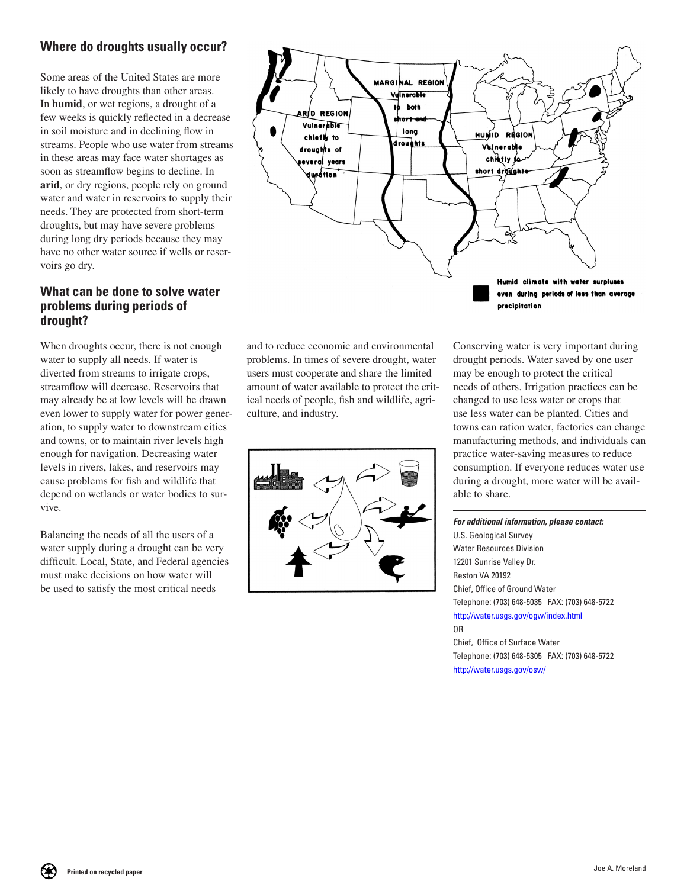## Where do droughts usually occur?

Some areas of the United States are more likely to have droughts than other areas. In **humid**, or wet regions, a drought of a few weeks is quickly reflected in a decrease in soil moisture and in declining flow in streams. People who use water from streams in these areas may face water shortages as soon as streamflow begins to decline. In **arid**, or dry regions, people rely on ground water and water in reservoirs to supply their needs. They are protected from short-term droughts, but may have severe problems during long dry periods because they may have no other water source if wells or reservoirs go dry.

ARID REGION
Vulnerable chiefly to droughts of several years duration

MARGINAL REGION
Vulnerable to both short and long droughts

HUMID REGION
Vulnerable chiefly to short droughts

Humid climate with water surpluses even during periods of less than average precipitation

## What can be done to solve water problems during periods of drought?

When droughts occur, there is not enough water to supply all needs. If water is diverted from streams to irrigate crops, streamflow will decrease. Reservoirs that may already be at low levels will be drawn even lower to supply water for power generation, to supply water to downstream cities and towns, or to maintain river levels high enough for navigation. Decreasing water levels in rivers, lakes, and reservoirs may cause problems for fish and wildlife that depend on wetlands or water bodies to survive.

Balancing the needs of all the users of a water supply during a drought can be very difficult. Local, State, and Federal agencies must make decisions on how water will be used to satisfy the most critical needs and to reduce economic and environmental problems. In times of severe drought, water users must cooperate and share the limited amount of water available to protect the critical needs of people, fish and wildlife, agriculture, and industry.

Conserving water is very important during drought periods. Water saved by one user may be enough to protect the critical needs of others. Irrigation practices can be changed to use less water or crops that use less water can be planted. Cities and towns can ration water, factories can change manufacturing methods, and individuals can practice water-saving measures to reduce consumption. If everyone reduces water use during a drought, more water will be available to share.

---

***For additional information, please contact:***

U.S. Geological Survey
Water Resources Division
12201 Sunrise Valley Dr.
Reston VA 20192
Chief, Office of Ground Water
Telephone: (703) 648-5035 FAX: (703) 648-5722
http://water.usgs.gov/ogw/index.html
OR
Chief, Office of Surface Water
Telephone: (703) 648-5305 FAX: (703) 648-5722
http://water.usgs.gov/osw/

Printed on recycled paper

Joe A. Moreland